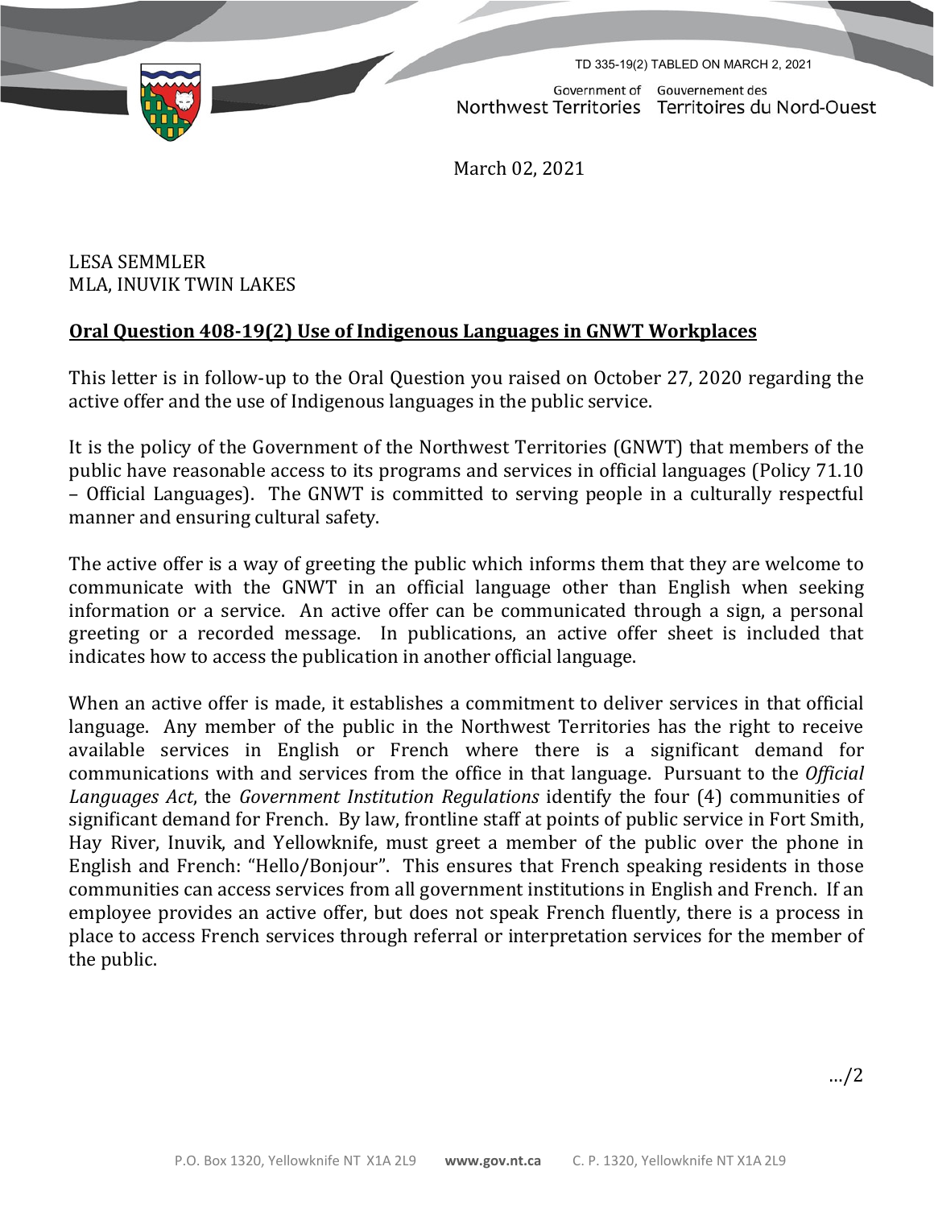TD 335-19(2) TABLED ON MARCH 2, 2021

Government of Northwest Territories | Gouvernement des Territoires du Nord-Ouest

March 02, 2021

LESA SEMMLER
MLA, INUVIK TWIN LAKES

**Oral Question 408-19(2) Use of Indigenous Languages in GNWT Workplaces**

This letter is in follow-up to the Oral Question you raised on October 27, 2020 regarding the active offer and the use of Indigenous languages in the public service.

It is the policy of the Government of the Northwest Territories (GNWT) that members of the public have reasonable access to its programs and services in official languages (Policy 71.10 – Official Languages). The GNWT is committed to serving people in a culturally respectful manner and ensuring cultural safety.

The active offer is a way of greeting the public which informs them that they are welcome to communicate with the GNWT in an official language other than English when seeking information or a service. An active offer can be communicated through a sign, a personal greeting or a recorded message. In publications, an active offer sheet is included that indicates how to access the publication in another official language.

When an active offer is made, it establishes a commitment to deliver services in that official language. Any member of the public in the Northwest Territories has the right to receive available services in English or French where there is a significant demand for communications with and services from the office in that language. Pursuant to the *Official Languages Act*, the *Government Institution Regulations* identify the four (4) communities of significant demand for French. By law, frontline staff at points of public service in Fort Smith, Hay River, Inuvik, and Yellowknife, must greet a member of the public over the phone in English and French: "Hello/Bonjour". This ensures that French speaking residents in those communities can access services from all government institutions in English and French. If an employee provides an active offer, but does not speak French fluently, there is a process in place to access French services through referral or interpretation services for the member of the public.

…/2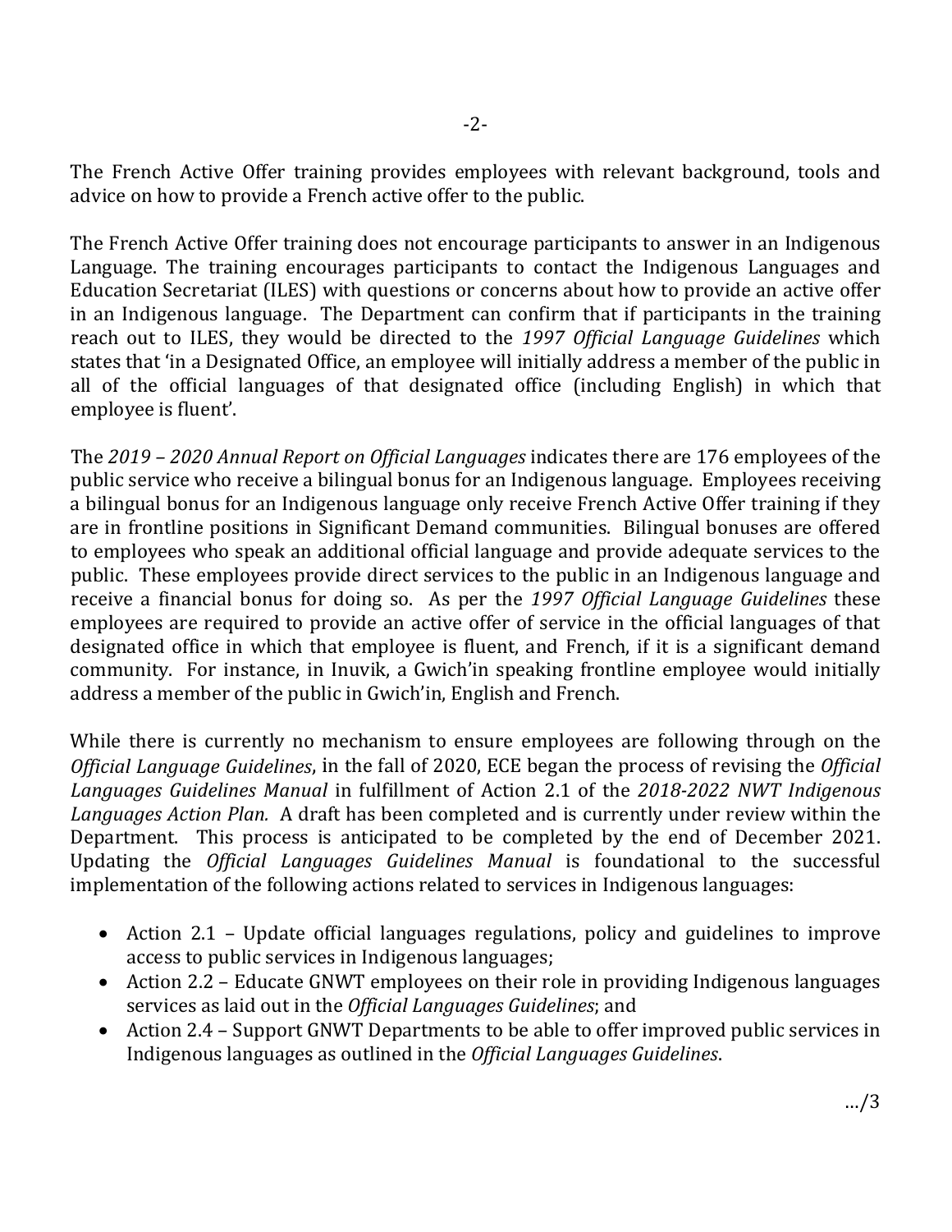The French Active Offer training provides employees with relevant background, tools and advice on how to provide a French active offer to the public.

The French Active Offer training does not encourage participants to answer in an Indigenous Language. The training encourages participants to contact the Indigenous Languages and Education Secretariat (ILES) with questions or concerns about how to provide an active offer in an Indigenous language. The Department can confirm that if participants in the training reach out to ILES, they would be directed to the *1997 Official Language Guidelines* which states that 'in a Designated Office, an employee will initially address a member of the public in all of the official languages of that designated office (including English) in which that employee is fluent'.

The *2019 – 2020 Annual Report on Official Languages* indicates there are 176 employees of the public service who receive a bilingual bonus for an Indigenous language. Employees receiving a bilingual bonus for an Indigenous language only receive French Active Offer training if they are in frontline positions in Significant Demand communities. Bilingual bonuses are offered to employees who speak an additional official language and provide adequate services to the public. These employees provide direct services to the public in an Indigenous language and receive a financial bonus for doing so. As per the *1997 Official Language Guidelines* these employees are required to provide an active offer of service in the official languages of that designated office in which that employee is fluent, and French, if it is a significant demand community. For instance, in Inuvik, a Gwich'in speaking frontline employee would initially address a member of the public in Gwich'in, English and French.

While there is currently no mechanism to ensure employees are following through on the *Official Language Guidelines*, in the fall of 2020, ECE began the process of revising the *Official Languages Guidelines Manual* in fulfillment of Action 2.1 of the *2018-2022 NWT Indigenous Languages Action Plan.* A draft has been completed and is currently under review within the Department. This process is anticipated to be completed by the end of December 2021. Updating the *Official Languages Guidelines Manual* is foundational to the successful implementation of the following actions related to services in Indigenous languages:

- Action 2.1 – Update official languages regulations, policy and guidelines to improve access to public services in Indigenous languages;
- Action 2.2 – Educate GNWT employees on their role in providing Indigenous languages services as laid out in the *Official Languages Guidelines*; and
- Action 2.4 – Support GNWT Departments to be able to offer improved public services in Indigenous languages as outlined in the *Official Languages Guidelines*.

…/3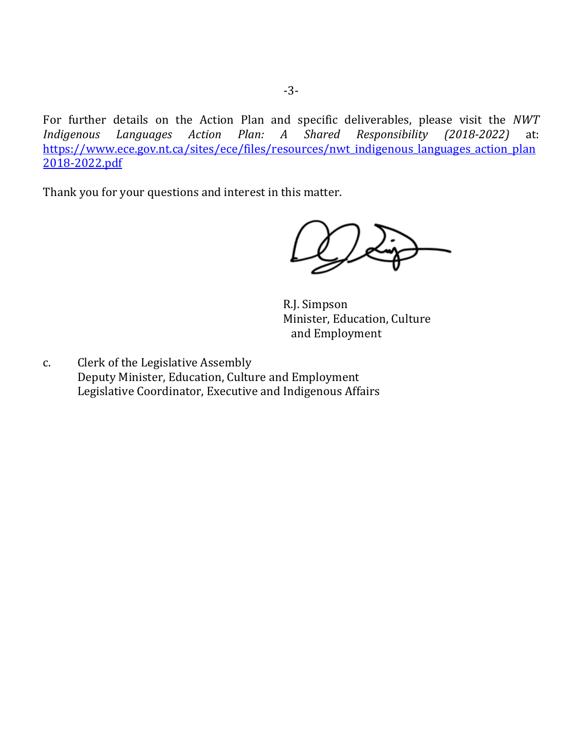For further details on the Action Plan and specific deliverables, please visit the *NWT Indigenous Languages Action Plan: A Shared Responsibility (2018-2022)* at: [https://www.ece.gov.nt.ca/sites/ece/files/resources/nwt_indigenous_languages_action_plan_2018-2022.pdf](https://www.ece.gov.nt.ca/sites/ece/files/resources/nwt_indigenous_languages_action_plan_2018-2022.pdf)

Thank you for your questions and interest in this matter.

R.J. Simpson
Minister, Education, Culture
and Employment

c. Clerk of the Legislative Assembly
Deputy Minister, Education, Culture and Employment
Legislative Coordinator, Executive and Indigenous Affairs